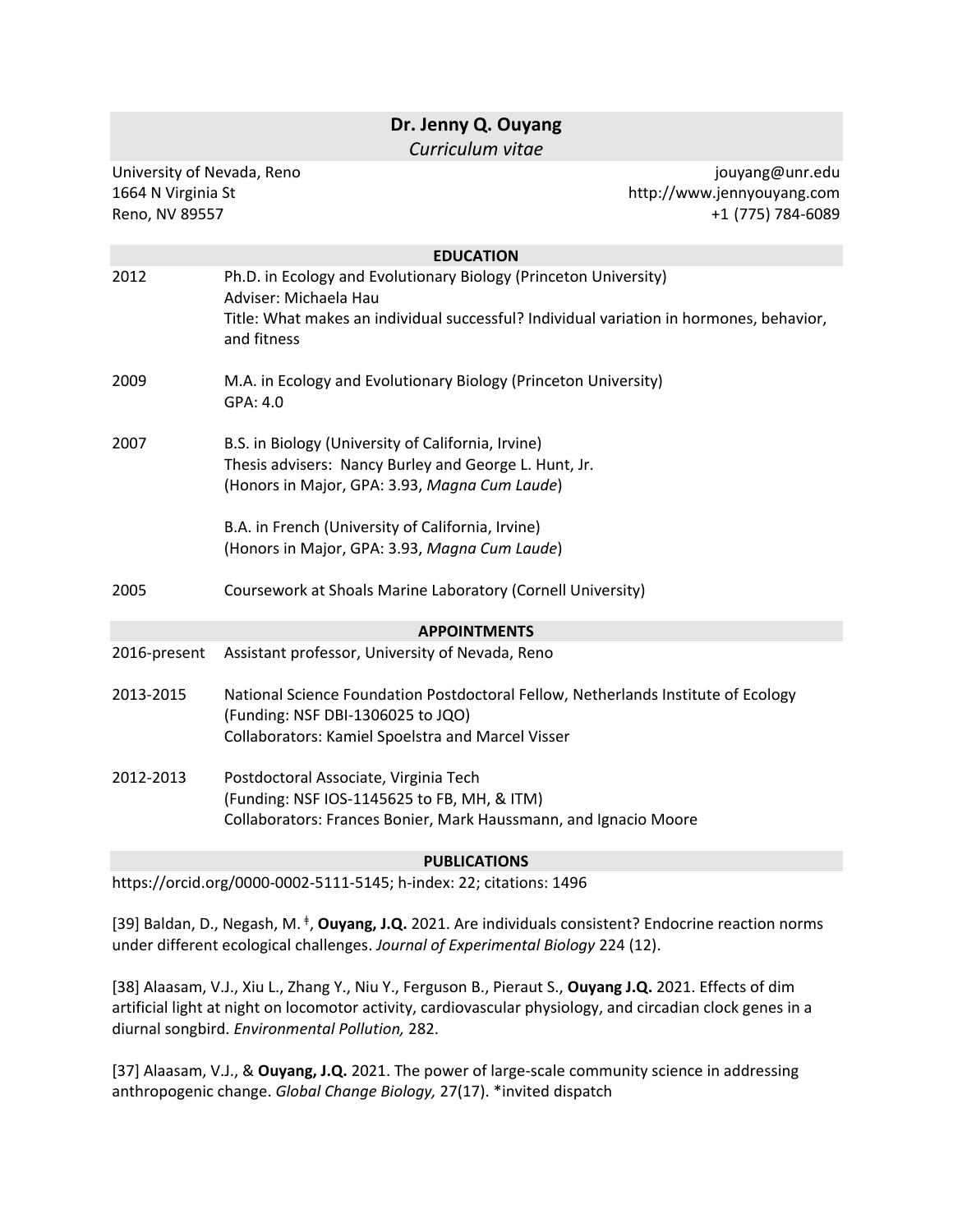# Dr. Jenny Q. Ouyang

*Curriculum vitae*

University of Nevada, Reno
1664 N Virginia St
Reno, NV 89557

jouyang@unr.edu
http://www.jennyouyang.com
+1 (775) 784-6089

## EDUCATION

2012 — Ph.D. in Ecology and Evolutionary Biology (Princeton University)
Adviser: Michaela Hau
Title: What makes an individual successful? Individual variation in hormones, behavior, and fitness

2009 — M.A. in Ecology and Evolutionary Biology (Princeton University)
GPA: 4.0

2007 — B.S. in Biology (University of California, Irvine)
Thesis advisers: Nancy Burley and George L. Hunt, Jr.
(Honors in Major, GPA: 3.93, *Magna Cum Laude*)

B.A. in French (University of California, Irvine)
(Honors in Major, GPA: 3.93, *Magna Cum Laude*)

2005 — Coursework at Shoals Marine Laboratory (Cornell University)

## APPOINTMENTS

2016-present — Assistant professor, University of Nevada, Reno

2013-2015 — National Science Foundation Postdoctoral Fellow, Netherlands Institute of Ecology
(Funding: NSF DBI-1306025 to JQO)
Collaborators: Kamiel Spoelstra and Marcel Visser

2012-2013 — Postdoctoral Associate, Virginia Tech
(Funding: NSF IOS-1145625 to FB, MH, & ITM)
Collaborators: Frances Bonier, Mark Haussmann, and Ignacio Moore

## PUBLICATIONS

https://orcid.org/0000-0002-5111-5145; h-index: 22; citations: 1496

[39] Baldan, D., Negash, M.[ǂ], **Ouyang, J.Q.** 2021. Are individuals consistent? Endocrine reaction norms under different ecological challenges. *Journal of Experimental Biology* 224 (12).

[38] Alaasam, V.J., Xiu L., Zhang Y., Niu Y., Ferguson B., Pieraut S., **Ouyang J.Q.** 2021. Effects of dim artificial light at night on locomotor activity, cardiovascular physiology, and circadian clock genes in a diurnal songbird. *Environmental Pollution,* 282.

[37] Alaasam, V.J., & **Ouyang, J.Q.** 2021. The power of large-scale community science in addressing anthropogenic change. *Global Change Biology,* 27(17). *invited dispatch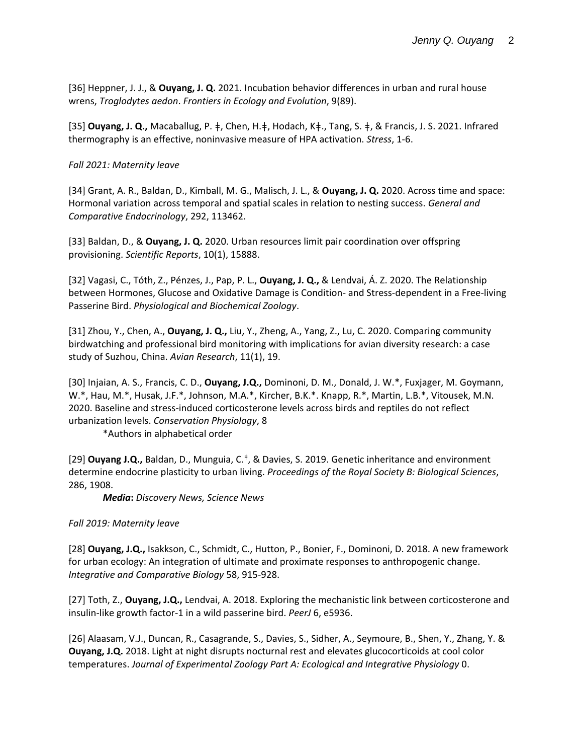[36] Heppner, J. J., & **Ouyang, J. Q.** 2021. Incubation behavior differences in urban and rural house wrens, *Troglodytes aedon*. *Frontiers in Ecology and Evolution*, 9(89).

[35] **Ouyang, J. Q.,** Macaballug, P. ǂ, Chen, H.ǂ, Hodach, Kǂ., Tang, S. ǂ, & Francis, J. S. 2021. Infrared thermography is an effective, noninvasive measure of HPA activation. *Stress*, 1-6.

*Fall 2021: Maternity leave*

[34] Grant, A. R., Baldan, D., Kimball, M. G., Malisch, J. L., & **Ouyang, J. Q.** 2020. Across time and space: Hormonal variation across temporal and spatial scales in relation to nesting success. *General and Comparative Endocrinology*, 292, 113462.

[33] Baldan, D., & **Ouyang, J. Q.** 2020. Urban resources limit pair coordination over offspring provisioning. *Scientific Reports*, 10(1), 15888.

[32] Vagasi, C., Tóth, Z., Pénzes, J., Pap, P. L., **Ouyang, J. Q.,** & Lendvai, Á. Z. 2020. The Relationship between Hormones, Glucose and Oxidative Damage is Condition- and Stress-dependent in a Free-living Passerine Bird. *Physiological and Biochemical Zoology*.

[31] Zhou, Y., Chen, A., **Ouyang, J. Q.,** Liu, Y., Zheng, A., Yang, Z., Lu, C. 2020. Comparing community birdwatching and professional bird monitoring with implications for avian diversity research: a case study of Suzhou, China. *Avian Research*, 11(1), 19.

[30] Injaian, A. S., Francis, C. D., **Ouyang, J.Q.,** Dominoni, D. M., Donald, J. W.*, Fuxjager, M. Goymann, W.*, Hau, M.*, Husak, J.F.*, Johnson, M.A.*, Kircher, B.K.*. Knapp, R.*, Martin, L.B.*, Vitousek, M.N. 2020. Baseline and stress-induced corticosterone levels across birds and reptiles do not reflect urbanization levels. *Conservation Physiology*, 8

*Authors in alphabetical order

[29] **Ouyang J.Q.,** Baldan, D., Munguia, C.ǂ, & Davies, S. 2019. Genetic inheritance and environment determine endocrine plasticity to urban living. *Proceedings of the Royal Society B: Biological Sciences*, 286, 1908.

***Media*:** *Discovery News, Science News*

*Fall 2019: Maternity leave*

[28] **Ouyang, J.Q.,** Isakkson, C., Schmidt, C., Hutton, P., Bonier, F., Dominoni, D. 2018. A new framework for urban ecology: An integration of ultimate and proximate responses to anthropogenic change. *Integrative and Comparative Biology* 58, 915-928.

[27] Toth, Z., **Ouyang, J.Q.,** Lendvai, A. 2018. Exploring the mechanistic link between corticosterone and insulin-like growth factor-1 in a wild passerine bird. *PeerJ* 6, e5936.

[26] Alaasam, V.J., Duncan, R., Casagrande, S., Davies, S., Sidher, A., Seymoure, B., Shen, Y., Zhang, Y. & **Ouyang, J.Q.** 2018. Light at night disrupts nocturnal rest and elevates glucocorticoids at cool color temperatures. *Journal of Experimental Zoology Part A: Ecological and Integrative Physiology* 0.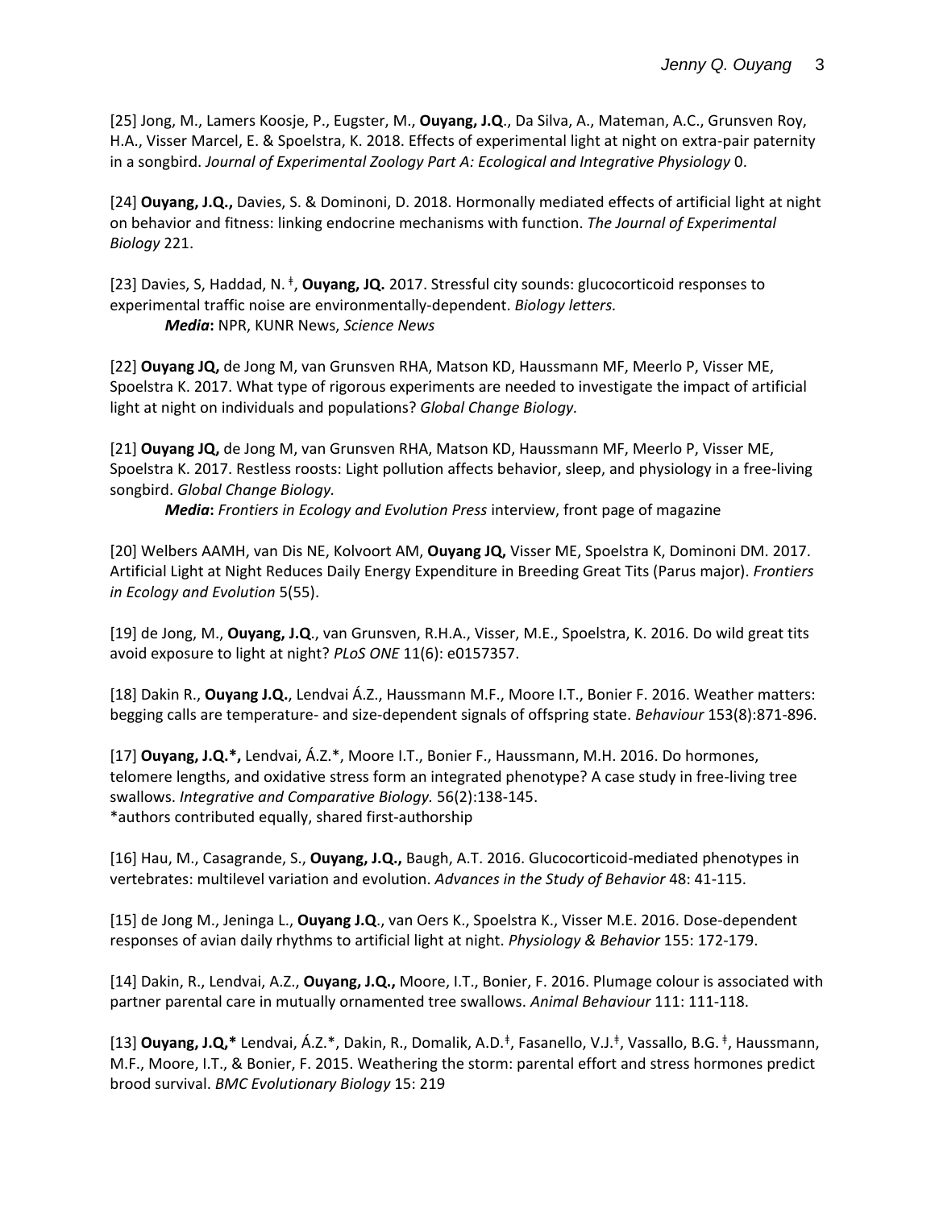[25] Jong, M., Lamers Koosje, P., Eugster, M., **Ouyang, J.Q**., Da Silva, A., Mateman, A.C., Grunsven Roy, H.A., Visser Marcel, E. & Spoelstra, K. 2018. Effects of experimental light at night on extra-pair paternity in a songbird. *Journal of Experimental Zoology Part A: Ecological and Integrative Physiology* 0.

[24] **Ouyang, J.Q.,** Davies, S. & Dominoni, D. 2018. Hormonally mediated effects of artificial light at night on behavior and fitness: linking endocrine mechanisms with function. *The Journal of Experimental Biology* 221.

[23] Davies, S, Haddad, N. ‡, **Ouyang, JQ.** 2017. Stressful city sounds: glucocorticoid responses to experimental traffic noise are environmentally-dependent. *Biology letters.*

***Media*****:** NPR, KUNR News, *Science News*

[22] **Ouyang JQ,** de Jong M, van Grunsven RHA, Matson KD, Haussmann MF, Meerlo P, Visser ME, Spoelstra K. 2017. What type of rigorous experiments are needed to investigate the impact of artificial light at night on individuals and populations? *Global Change Biology.*

[21] **Ouyang JQ,** de Jong M, van Grunsven RHA, Matson KD, Haussmann MF, Meerlo P, Visser ME, Spoelstra K. 2017. Restless roosts: Light pollution affects behavior, sleep, and physiology in a free-living songbird. *Global Change Biology.*

***Media*****:** *Frontiers in Ecology and Evolution Press* interview, front page of magazine

[20] Welbers AAMH, van Dis NE, Kolvoort AM, **Ouyang JQ,** Visser ME, Spoelstra K, Dominoni DM. 2017. Artificial Light at Night Reduces Daily Energy Expenditure in Breeding Great Tits (Parus major). *Frontiers in Ecology and Evolution* 5(55).

[19] de Jong, M., **Ouyang, J.Q**., van Grunsven, R.H.A., Visser, M.E., Spoelstra, K. 2016. Do wild great tits avoid exposure to light at night? *PLoS ONE* 11(6): e0157357.

[18] Dakin R., **Ouyang J.Q.**, Lendvai Á.Z., Haussmann M.F., Moore I.T., Bonier F. 2016. Weather matters: begging calls are temperature- and size-dependent signals of offspring state. *Behaviour* 153(8):871-896.

[17] **Ouyang, J.Q.*,** Lendvai, Á.Z.*, Moore I.T., Bonier F., Haussmann, M.H. 2016. Do hormones, telomere lengths, and oxidative stress form an integrated phenotype? A case study in free-living tree swallows. *Integrative and Comparative Biology.* 56(2):138-145.
*authors contributed equally, shared first-authorship

[16] Hau, M., Casagrande, S., **Ouyang, J.Q.,** Baugh, A.T. 2016. Glucocorticoid-mediated phenotypes in vertebrates: multilevel variation and evolution. *Advances in the Study of Behavior* 48: 41-115.

[15] de Jong M., Jeninga L., **Ouyang J.Q**., van Oers K., Spoelstra K., Visser M.E. 2016. Dose-dependent responses of avian daily rhythms to artificial light at night. *Physiology & Behavior* 155: 172-179.

[14] Dakin, R., Lendvai, A.Z., **Ouyang, J.Q.,** Moore, I.T., Bonier, F. 2016. Plumage colour is associated with partner parental care in mutually ornamented tree swallows. *Animal Behaviour* 111: 111-118.

[13] **Ouyang, J.Q,*** Lendvai, Á.Z.*, Dakin, R., Domalik, A.D.‡, Fasanello, V.J.‡, Vassallo, B.G. ‡, Haussmann, M.F., Moore, I.T., & Bonier, F. 2015. Weathering the storm: parental effort and stress hormones predict brood survival. *BMC Evolutionary Biology* 15: 219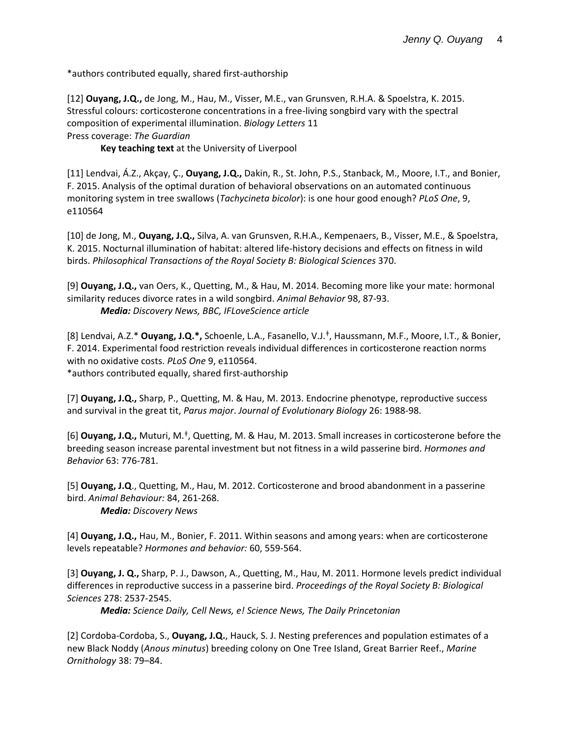*authors contributed equally, shared first-authorship

[12] **Ouyang, J.Q.,** de Jong, M., Hau, M., Visser, M.E., van Grunsven, R.H.A. & Spoelstra, K. 2015. Stressful colours: corticosterone concentrations in a free-living songbird vary with the spectral composition of experimental illumination. *Biology Letters* 11
Press coverage: *The Guardian*
    **Key teaching text** at the University of Liverpool

[11] Lendvai, Á.Z., Akçay, Ç., **Ouyang, J.Q.,** Dakin, R., St. John, P.S., Stanback, M., Moore, I.T., and Bonier, F. 2015. Analysis of the optimal duration of behavioral observations on an automated continuous monitoring system in tree swallows (*Tachycineta bicolor*): is one hour good enough? *PLoS One*, 9, e110564

[10] de Jong, M., **Ouyang, J.Q.,** Silva, A. van Grunsven, R.H.A., Kempenaers, B., Visser, M.E., & Spoelstra, K. 2015. Nocturnal illumination of habitat: altered life-history decisions and effects on fitness in wild birds. *Philosophical Transactions of the Royal Society B: Biological Sciences* 370.

[9] **Ouyang, J.Q.,** van Oers, K., Quetting, M., & Hau, M. 2014. Becoming more like your mate: hormonal similarity reduces divorce rates in a wild songbird. *Animal Behavior* 98, 87-93.
    ***Media:*** *Discovery News, BBC, IFLoveScience article*

[8] Lendvai, A.Z.* **Ouyang, J.Q.*,** Schoenle, L.A., Fasanello, V.J.[‡], Haussmann, M.F., Moore, I.T., & Bonier, F. 2014. Experimental food restriction reveals individual differences in corticosterone reaction norms with no oxidative costs. *PLoS One* 9, e110564.
*authors contributed equally, shared first-authorship

[7] **Ouyang, J.Q.,** Sharp, P., Quetting, M. & Hau, M. 2013. Endocrine phenotype, reproductive success and survival in the great tit, *Parus major*. *Journal of Evolutionary Biology* 26: 1988-98.

[6] **Ouyang, J.Q.,** Muturi, M.[‡], Quetting, M. & Hau, M. 2013. Small increases in corticosterone before the breeding season increase parental investment but not fitness in a wild passerine bird. *Hormones and Behavior* 63: 776-781.

[5] **Ouyang, J.Q**., Quetting, M., Hau, M. 2012. Corticosterone and brood abandonment in a passerine bird. *Animal Behaviour:* 84, 261-268.
    ***Media:*** *Discovery News*

[4] **Ouyang, J.Q.,** Hau, M., Bonier, F. 2011. Within seasons and among years: when are corticosterone levels repeatable? *Hormones and behavior:* 60, 559-564.

[3] **Ouyang, J. Q.,** Sharp, P. J., Dawson, A., Quetting, M., Hau, M. 2011. Hormone levels predict individual differences in reproductive success in a passerine bird. *Proceedings of the Royal Society B: Biological Sciences* 278: 2537-2545.
    ***Media:*** *Science Daily, Cell News, e! Science News, The Daily Princetonian*

[2] Cordoba-Cordoba, S., **Ouyang, J.Q.**, Hauck, S. J. Nesting preferences and population estimates of a new Black Noddy (*Anous minutus*) breeding colony on One Tree Island, Great Barrier Reef., *Marine Ornithology* 38: 79–84.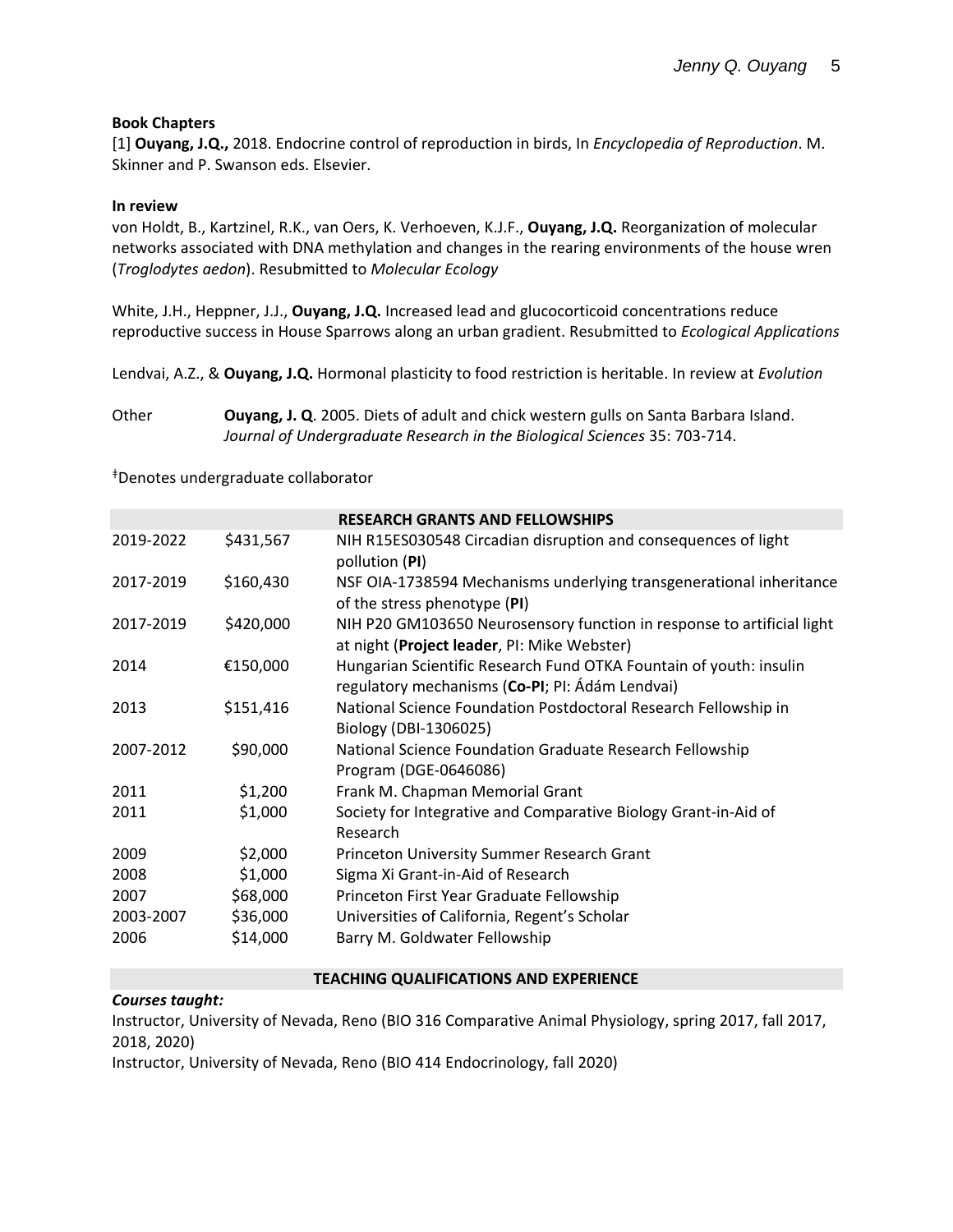**Book Chapters**

[1] **Ouyang, J.Q.,** 2018. Endocrine control of reproduction in birds, In *Encyclopedia of Reproduction*. M. Skinner and P. Swanson eds. Elsevier.

**In review**

von Holdt, B., Kartzinel, R.K., van Oers, K. Verhoeven, K.J.F., **Ouyang, J.Q.** Reorganization of molecular networks associated with DNA methylation and changes in the rearing environments of the house wren (*Troglodytes aedon*). Resubmitted to *Molecular Ecology*

White, J.H., Heppner, J.J., **Ouyang, J.Q.** Increased lead and glucocorticoid concentrations reduce reproductive success in House Sparrows along an urban gradient. Resubmitted to *Ecological Applications*

Lendvai, A.Z., & **Ouyang, J.Q.** Hormonal plasticity to food restriction is heritable. In review at *Evolution*

Other **Ouyang, J. Q**. 2005. Diets of adult and chick western gulls on Santa Barbara Island. *Journal of Undergraduate Research in the Biological Sciences* 35: 703-714.

‡Denotes undergraduate collaborator

## RESEARCH GRANTS AND FELLOWSHIPS

| | | |
|---|---|---|
| 2019-2022 | \$431,567 | NIH R15ES030548 Circadian disruption and consequences of light pollution (**PI**) |
| 2017-2019 | \$160,430 | NSF OIA-1738594 Mechanisms underlying transgenerational inheritance of the stress phenotype (**PI**) |
| 2017-2019 | \$420,000 | NIH P20 GM103650 Neurosensory function in response to artificial light at night (**Project leader**, PI: Mike Webster) |
| 2014 | €150,000 | Hungarian Scientific Research Fund OTKA Fountain of youth: insulin regulatory mechanisms (**Co-PI**; PI: Ádám Lendvai) |
| 2013 | \$151,416 | National Science Foundation Postdoctoral Research Fellowship in Biology (DBI-1306025) |
| 2007-2012 | \$90,000 | National Science Foundation Graduate Research Fellowship Program (DGE-0646086) |
| 2011 | \$1,200 | Frank M. Chapman Memorial Grant |
| 2011 | \$1,000 | Society for Integrative and Comparative Biology Grant-in-Aid of Research |
| 2009 | \$2,000 | Princeton University Summer Research Grant |
| 2008 | \$1,000 | Sigma Xi Grant-in-Aid of Research |
| 2007 | \$68,000 | Princeton First Year Graduate Fellowship |
| 2003-2007 | \$36,000 | Universities of California, Regent's Scholar |
| 2006 | \$14,000 | Barry M. Goldwater Fellowship |

## TEACHING QUALIFICATIONS AND EXPERIENCE

***Courses taught:***

Instructor, University of Nevada, Reno (BIO 316 Comparative Animal Physiology, spring 2017, fall 2017, 2018, 2020)

Instructor, University of Nevada, Reno (BIO 414 Endocrinology, fall 2020)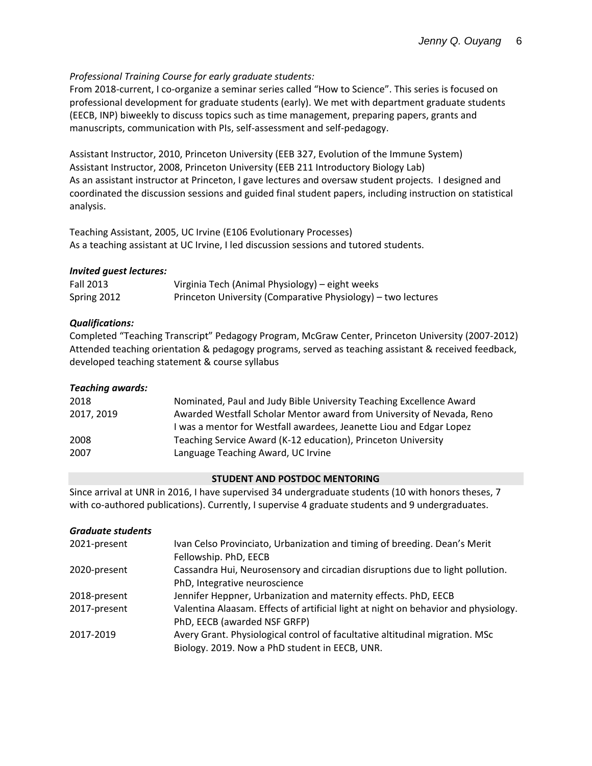*Professional Training Course for early graduate students:*

From 2018-current, I co-organize a seminar series called "How to Science". This series is focused on professional development for graduate students (early). We met with department graduate students (EECB, INP) biweekly to discuss topics such as time management, preparing papers, grants and manuscripts, communication with PIs, self-assessment and self-pedagogy.

Assistant Instructor, 2010, Princeton University (EEB 327, Evolution of the Immune System)
Assistant Instructor, 2008, Princeton University (EEB 211 Introductory Biology Lab)
As an assistant instructor at Princeton, I gave lectures and oversaw student projects. I designed and coordinated the discussion sessions and guided final student papers, including instruction on statistical analysis.

Teaching Assistant, 2005, UC Irvine (E106 Evolutionary Processes)
As a teaching assistant at UC Irvine, I led discussion sessions and tutored students.

***Invited guest lectures:***

| | |
|---|---|
| Fall 2013 | Virginia Tech (Animal Physiology) – eight weeks |
| Spring 2012 | Princeton University (Comparative Physiology) – two lectures |

***Qualifications:***

Completed "Teaching Transcript" Pedagogy Program, McGraw Center, Princeton University (2007-2012)
Attended teaching orientation & pedagogy programs, served as teaching assistant & received feedback, developed teaching statement & course syllabus

***Teaching awards:***

| | |
|---|---|
| 2018 | Nominated, Paul and Judy Bible University Teaching Excellence Award |
| 2017, 2019 | Awarded Westfall Scholar Mentor award from University of Nevada, Reno<br>I was a mentor for Westfall awardees, Jeanette Liou and Edgar Lopez |
| 2008 | Teaching Service Award (K-12 education), Princeton University |
| 2007 | Language Teaching Award, UC Irvine |

## STUDENT AND POSTDOC MENTORING

Since arrival at UNR in 2016, I have supervised 34 undergraduate students (10 with honors theses, 7 with co-authored publications). Currently, I supervise 4 graduate students and 9 undergraduates.

***Graduate students***

| | |
|---|---|
| 2021-present | Ivan Celso Provinciato, Urbanization and timing of breeding. Dean's Merit Fellowship. PhD, EECB |
| 2020-present | Cassandra Hui, Neurosensory and circadian disruptions due to light pollution. PhD, Integrative neuroscience |
| 2018-present | Jennifer Heppner, Urbanization and maternity effects. PhD, EECB |
| 2017-present | Valentina Alaasam. Effects of artificial light at night on behavior and physiology. PhD, EECB (awarded NSF GRFP) |
| 2017-2019 | Avery Grant. Physiological control of facultative altitudinal migration. MSc Biology. 2019. Now a PhD student in EECB, UNR. |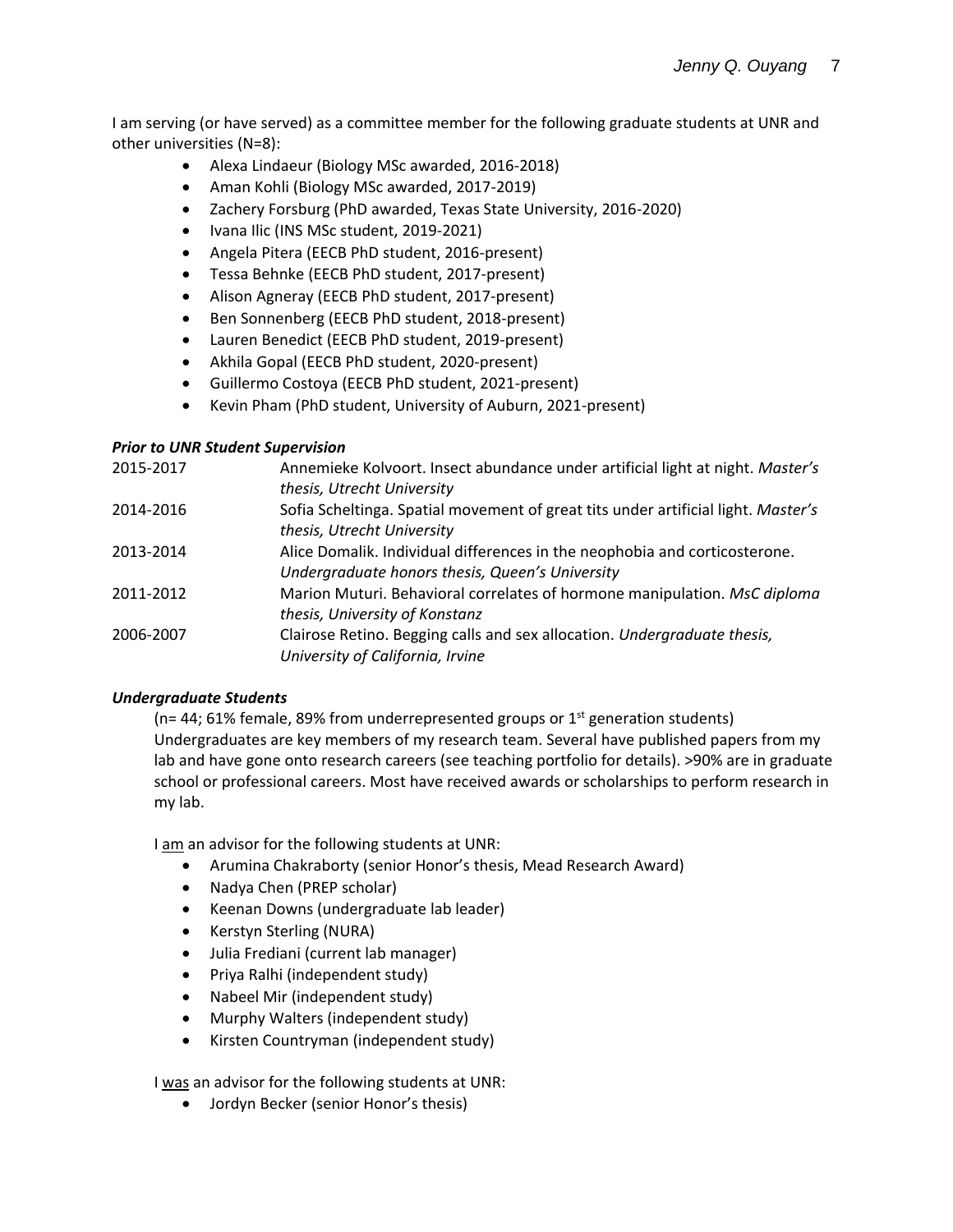I am serving (or have served) as a committee member for the following graduate students at UNR and other universities (N=8):

- Alexa Lindaeur (Biology MSc awarded, 2016-2018)
- Aman Kohli (Biology MSc awarded, 2017-2019)
- Zachery Forsburg (PhD awarded, Texas State University, 2016-2020)
- Ivana Ilic (INS MSc student, 2019-2021)
- Angela Pitera (EECB PhD student, 2016-present)
- Tessa Behnke (EECB PhD student, 2017-present)
- Alison Agneray (EECB PhD student, 2017-present)
- Ben Sonnenberg (EECB PhD student, 2018-present)
- Lauren Benedict (EECB PhD student, 2019-present)
- Akhila Gopal (EECB PhD student, 2020-present)
- Guillermo Costoya (EECB PhD student, 2021-present)
- Kevin Pham (PhD student, University of Auburn, 2021-present)

***Prior to UNR Student Supervision***

| | |
|---|---|
| 2015-2017 | Annemieke Kolvoort. Insect abundance under artificial light at night. *Master's thesis, Utrecht University* |
| 2014-2016 | Sofia Scheltinga. Spatial movement of great tits under artificial light. *Master's thesis, Utrecht University* |
| 2013-2014 | Alice Domalik. Individual differences in the neophobia and corticosterone. *Undergraduate honors thesis, Queen's University* |
| 2011-2012 | Marion Muturi. Behavioral correlates of hormone manipulation. *MsC diploma thesis, University of Konstanz* |
| 2006-2007 | Clairose Retino. Begging calls and sex allocation. *Undergraduate thesis, University of California, Irvine* |

***Undergraduate Students***

(n= 44; 61% female, 89% from underrepresented groups or 1st generation students) Undergraduates are key members of my research team. Several have published papers from my lab and have gone onto research careers (see teaching portfolio for details). >90% are in graduate school or professional careers. Most have received awards or scholarships to perform research in my lab.

I <u>am</u> an advisor for the following students at UNR:

- Arumina Chakraborty (senior Honor's thesis, Mead Research Award)
- Nadya Chen (PREP scholar)
- Keenan Downs (undergraduate lab leader)
- Kerstyn Sterling (NURA)
- Julia Frediani (current lab manager)
- Priya Ralhi (independent study)
- Nabeel Mir (independent study)
- Murphy Walters (independent study)
- Kirsten Countryman (independent study)

I <u>was</u> an advisor for the following students at UNR:

- Jordyn Becker (senior Honor's thesis)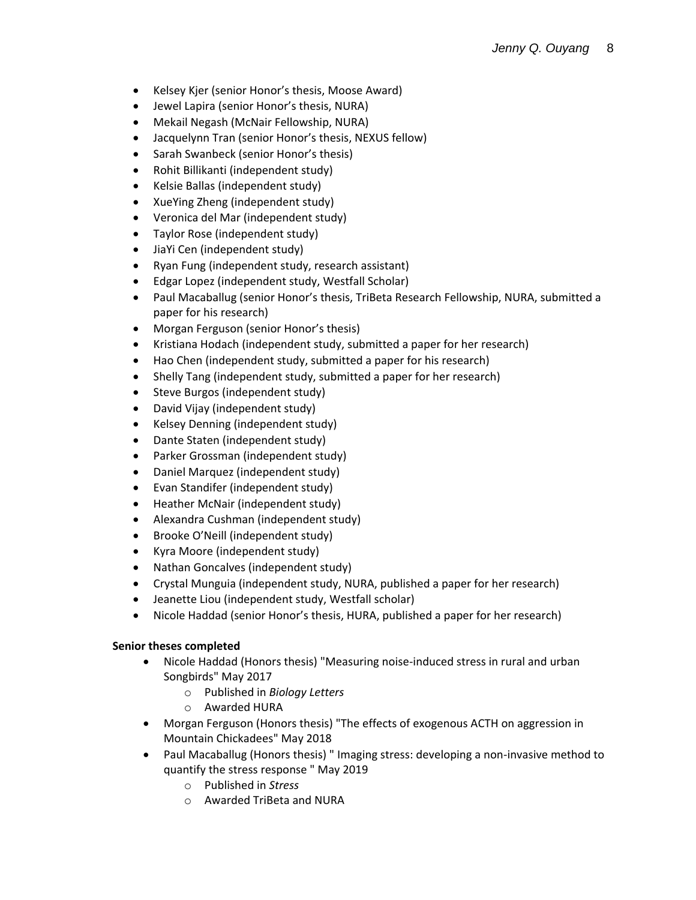- Kelsey Kjer (senior Honor's thesis, Moose Award)
- Jewel Lapira (senior Honor's thesis, NURA)
- Mekail Negash (McNair Fellowship, NURA)
- Jacquelynn Tran (senior Honor's thesis, NEXUS fellow)
- Sarah Swanbeck (senior Honor's thesis)
- Rohit Billikanti (independent study)
- Kelsie Ballas (independent study)
- XueYing Zheng (independent study)
- Veronica del Mar (independent study)
- Taylor Rose (independent study)
- JiaYi Cen (independent study)
- Ryan Fung (independent study, research assistant)
- Edgar Lopez (independent study, Westfall Scholar)
- Paul Macaballug (senior Honor's thesis, TriBeta Research Fellowship, NURA, submitted a paper for his research)
- Morgan Ferguson (senior Honor's thesis)
- Kristiana Hodach (independent study, submitted a paper for her research)
- Hao Chen (independent study, submitted a paper for his research)
- Shelly Tang (independent study, submitted a paper for her research)
- Steve Burgos (independent study)
- David Vijay (independent study)
- Kelsey Denning (independent study)
- Dante Staten (independent study)
- Parker Grossman (independent study)
- Daniel Marquez (independent study)
- Evan Standifer (independent study)
- Heather McNair (independent study)
- Alexandra Cushman (independent study)
- Brooke O'Neill (independent study)
- Kyra Moore (independent study)
- Nathan Goncalves (independent study)
- Crystal Munguia (independent study, NURA, published a paper for her research)
- Jeanette Liou (independent study, Westfall scholar)
- Nicole Haddad (senior Honor's thesis, HURA, published a paper for her research)

**Senior theses completed**

- Nicole Haddad (Honors thesis) "Measuring noise-induced stress in rural and urban Songbirds" May 2017
  - Published in *Biology Letters*
  - Awarded HURA
- Morgan Ferguson (Honors thesis) "The effects of exogenous ACTH on aggression in Mountain Chickadees" May 2018
- Paul Macaballug (Honors thesis) " Imaging stress: developing a non-invasive method to quantify the stress response " May 2019
  - Published in *Stress*
  - Awarded TriBeta and NURA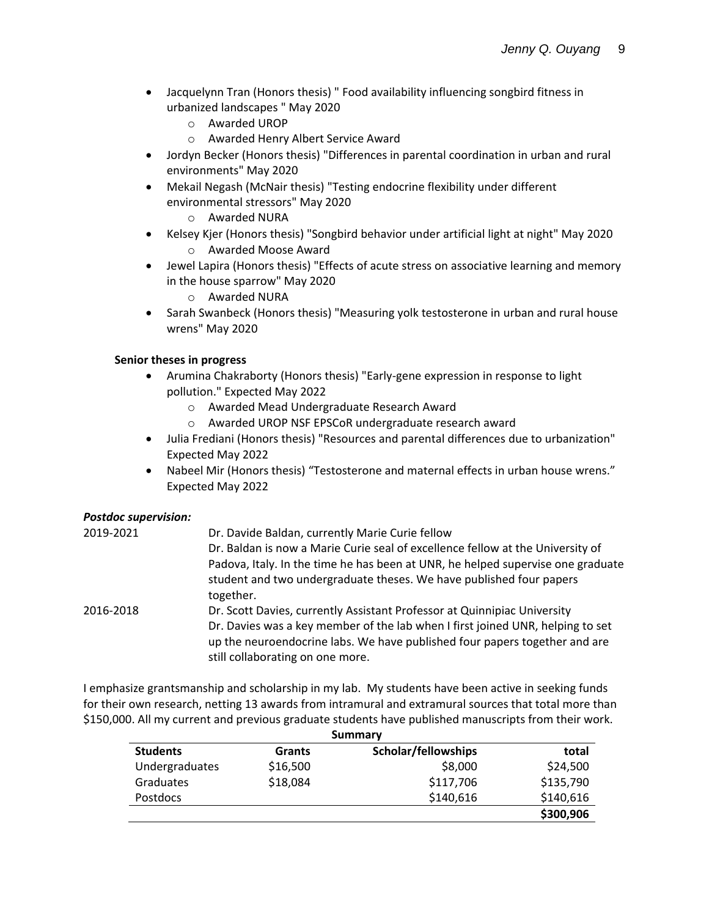- Jacquelynn Tran (Honors thesis) " Food availability influencing songbird fitness in urbanized landscapes " May 2020
  - Awarded UROP
  - Awarded Henry Albert Service Award
- Jordyn Becker (Honors thesis) "Differences in parental coordination in urban and rural environments" May 2020
- Mekail Negash (McNair thesis) "Testing endocrine flexibility under different environmental stressors" May 2020
  - Awarded NURA
- Kelsey Kjer (Honors thesis) "Songbird behavior under artificial light at night" May 2020
  - Awarded Moose Award
- Jewel Lapira (Honors thesis) "Effects of acute stress on associative learning and memory in the house sparrow" May 2020
  - Awarded NURA
- Sarah Swanbeck (Honors thesis) "Measuring yolk testosterone in urban and rural house wrens" May 2020

**Senior theses in progress**

- Arumina Chakraborty (Honors thesis) "Early-gene expression in response to light pollution." Expected May 2022
  - Awarded Mead Undergraduate Research Award
  - Awarded UROP NSF EPSCoR undergraduate research award
- Julia Frediani (Honors thesis) "Resources and parental differences due to urbanization" Expected May 2022
- Nabeel Mir (Honors thesis) “Testosterone and maternal effects in urban house wrens.” Expected May 2022

***Postdoc supervision:***

2019-2021 Dr. Davide Baldan, currently Marie Curie fellow
Dr. Baldan is now a Marie Curie seal of excellence fellow at the University of Padova, Italy. In the time he has been at UNR, he helped supervise one graduate student and two undergraduate theses. We have published four papers together.

2016-2018 Dr. Scott Davies, currently Assistant Professor at Quinnipiac University
Dr. Davies was a key member of the lab when I first joined UNR, helping to set up the neuroendocrine labs. We have published four papers together and are still collaborating on one more.

I emphasize grantsmanship and scholarship in my lab. My students have been active in seeking funds for their own research, netting 13 awards from intramural and extramural sources that total more than $150,000. All my current and previous graduate students have published manuscripts from their work.

**Summary**

| Students | Grants | Scholar/fellowships | total |
|---|---|---|---|
| Undergraduates | $16,500 | $8,000 | $24,500 |
| Graduates | $18,084 | $117,706 | $135,790 |
| Postdocs | | $140,616 | $140,616 |
| | | | **$300,906** |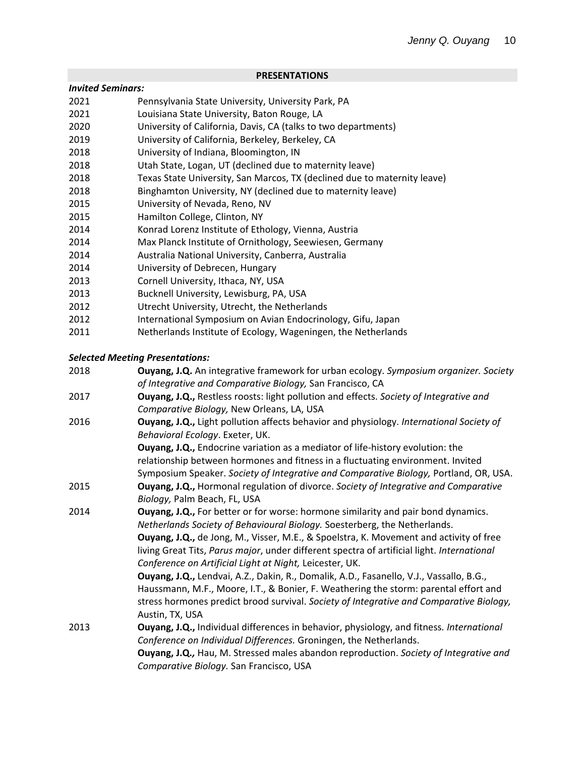## PRESENTATIONS

***Invited Seminars:***

2021 Pennsylvania State University, University Park, PA
2021 Louisiana State University, Baton Rouge, LA
2020 University of California, Davis, CA (talks to two departments)
2019 University of California, Berkeley, Berkeley, CA
2018 University of Indiana, Bloomington, IN
2018 Utah State, Logan, UT (declined due to maternity leave)
2018 Texas State University, San Marcos, TX (declined due to maternity leave)
2018 Binghamton University, NY (declined due to maternity leave)
2015 University of Nevada, Reno, NV
2015 Hamilton College, Clinton, NY
2014 Konrad Lorenz Institute of Ethology, Vienna, Austria
2014 Max Planck Institute of Ornithology, Seewiesen, Germany
2014 Australia National University, Canberra, Australia
2014 University of Debrecen, Hungary
2013 Cornell University, Ithaca, NY, USA
2013 Bucknell University, Lewisburg, PA, USA
2012 Utrecht University, Utrecht, the Netherlands
2012 International Symposium on Avian Endocrinology, Gifu, Japan
2011 Netherlands Institute of Ecology, Wageningen, the Netherlands

***Selected Meeting Presentations:***

2018 **Ouyang, J.Q.** An integrative framework for urban ecology. *Symposium organizer. Society of Integrative and Comparative Biology,* San Francisco, CA

2017 **Ouyang, J.Q.,** Restless roosts: light pollution and effects. *Society of Integrative and Comparative Biology,* New Orleans, LA, USA

2016 **Ouyang, J.Q.,** Light pollution affects behavior and physiology. *International Society of Behavioral Ecology*. Exeter, UK.

**Ouyang, J.Q.,** Endocrine variation as a mediator of life-history evolution: the relationship between hormones and fitness in a fluctuating environment. Invited Symposium Speaker. *Society of Integrative and Comparative Biology,* Portland, OR, USA.

2015 **Ouyang, J.Q.,** Hormonal regulation of divorce. *Society of Integrative and Comparative Biology,* Palm Beach, FL, USA

2014 **Ouyang, J.Q.,** For better or for worse: hormone similarity and pair bond dynamics. *Netherlands Society of Behavioural Biology.* Soesterberg, the Netherlands.

**Ouyang, J.Q.,** de Jong, M., Visser, M.E., & Spoelstra, K. Movement and activity of free living Great Tits, *Parus major*, under different spectra of artificial light. *International Conference on Artificial Light at Night,* Leicester, UK.

**Ouyang, J.Q.,** Lendvai, A.Z., Dakin, R., Domalik, A.D., Fasanello, V.J., Vassallo, B.G., Haussmann, M.F., Moore, I.T., & Bonier, F. Weathering the storm: parental effort and stress hormones predict brood survival. *Society of Integrative and Comparative Biology,* Austin, TX, USA

2013 **Ouyang, J.Q.,** Individual differences in behavior, physiology, and fitness*. International Conference on Individual Differences.* Groningen, the Netherlands.

**Ouyang, J.Q.,** Hau, M. Stressed males abandon reproduction. *Society of Integrative and Comparative Biology.* San Francisco, USA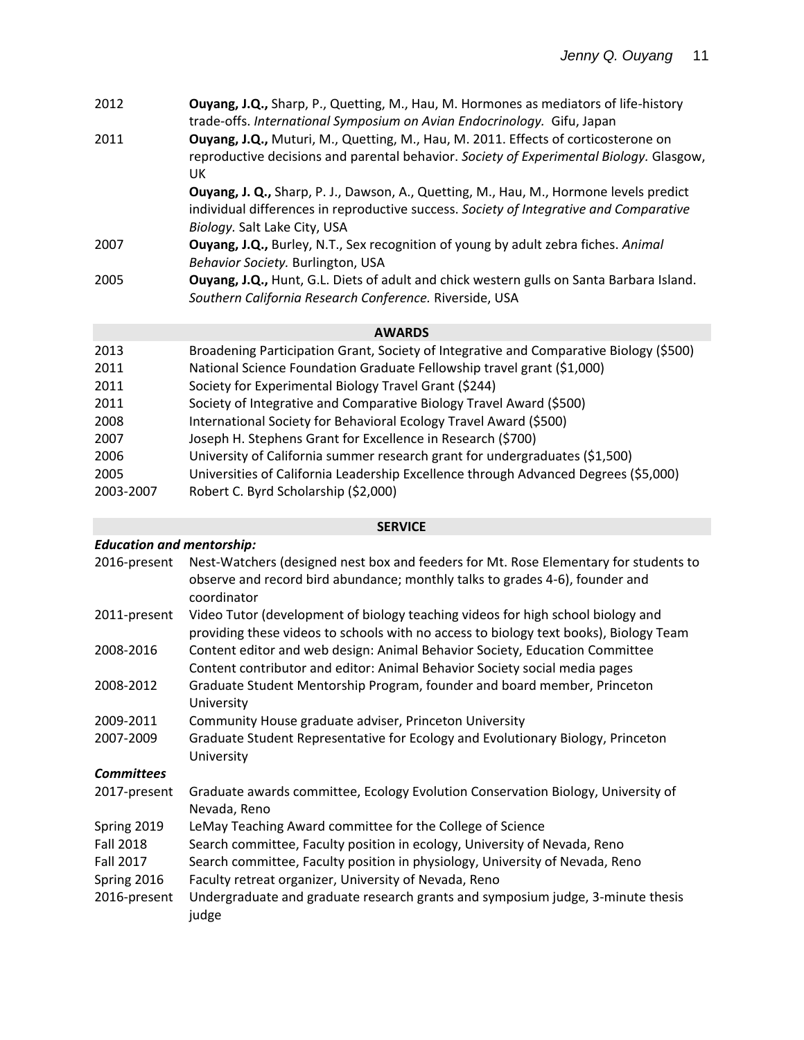2012 **Ouyang, J.Q.,** Sharp, P., Quetting, M., Hau, M. Hormones as mediators of life-history trade-offs. *International Symposium on Avian Endocrinology.* Gifu, Japan

2011 **Ouyang, J.Q.,** Muturi, M., Quetting, M., Hau, M. 2011. Effects of corticosterone on reproductive decisions and parental behavior. *Society of Experimental Biology.* Glasgow, UK

**Ouyang, J. Q.,** Sharp, P. J., Dawson, A., Quetting, M., Hau, M., Hormone levels predict individual differences in reproductive success. *Society of Integrative and Comparative Biology.* Salt Lake City, USA

2007 **Ouyang, J.Q.,** Burley, N.T., Sex recognition of young by adult zebra fiches. *Animal Behavior Society.* Burlington, USA

2005 **Ouyang, J.Q.,** Hunt, G.L. Diets of adult and chick western gulls on Santa Barbara Island. *Southern California Research Conference.* Riverside, USA

## AWARDS

2013 Broadening Participation Grant, Society of Integrative and Comparative Biology ($500)
2011 National Science Foundation Graduate Fellowship travel grant ($1,000)
2011 Society for Experimental Biology Travel Grant ($244)
2011 Society of Integrative and Comparative Biology Travel Award ($500)
2008 International Society for Behavioral Ecology Travel Award ($500)
2007 Joseph H. Stephens Grant for Excellence in Research ($700)
2006 University of California summer research grant for undergraduates ($1,500)
2005 Universities of California Leadership Excellence through Advanced Degrees ($5,000)
2003-2007 Robert C. Byrd Scholarship ($2,000)

## SERVICE

### *Education and mentorship:*

2016-present Nest-Watchers (designed nest box and feeders for Mt. Rose Elementary for students to observe and record bird abundance; monthly talks to grades 4-6), founder and coordinator

2011-present Video Tutor (development of biology teaching videos for high school biology and providing these videos to schools with no access to biology text books), Biology Team

2008-2016 Content editor and web design: Animal Behavior Society, Education Committee
Content contributor and editor: Animal Behavior Society social media pages

2008-2012 Graduate Student Mentorship Program, founder and board member, Princeton University

2009-2011 Community House graduate adviser, Princeton University

2007-2009 Graduate Student Representative for Ecology and Evolutionary Biology, Princeton University

### *Committees*

2017-present Graduate awards committee, Ecology Evolution Conservation Biology, University of Nevada, Reno

Spring 2019 LeMay Teaching Award committee for the College of Science

Fall 2018 Search committee, Faculty position in ecology, University of Nevada, Reno

Fall 2017 Search committee, Faculty position in physiology, University of Nevada, Reno

Spring 2016 Faculty retreat organizer, University of Nevada, Reno

2016-present Undergraduate and graduate research grants and symposium judge, 3-minute thesis judge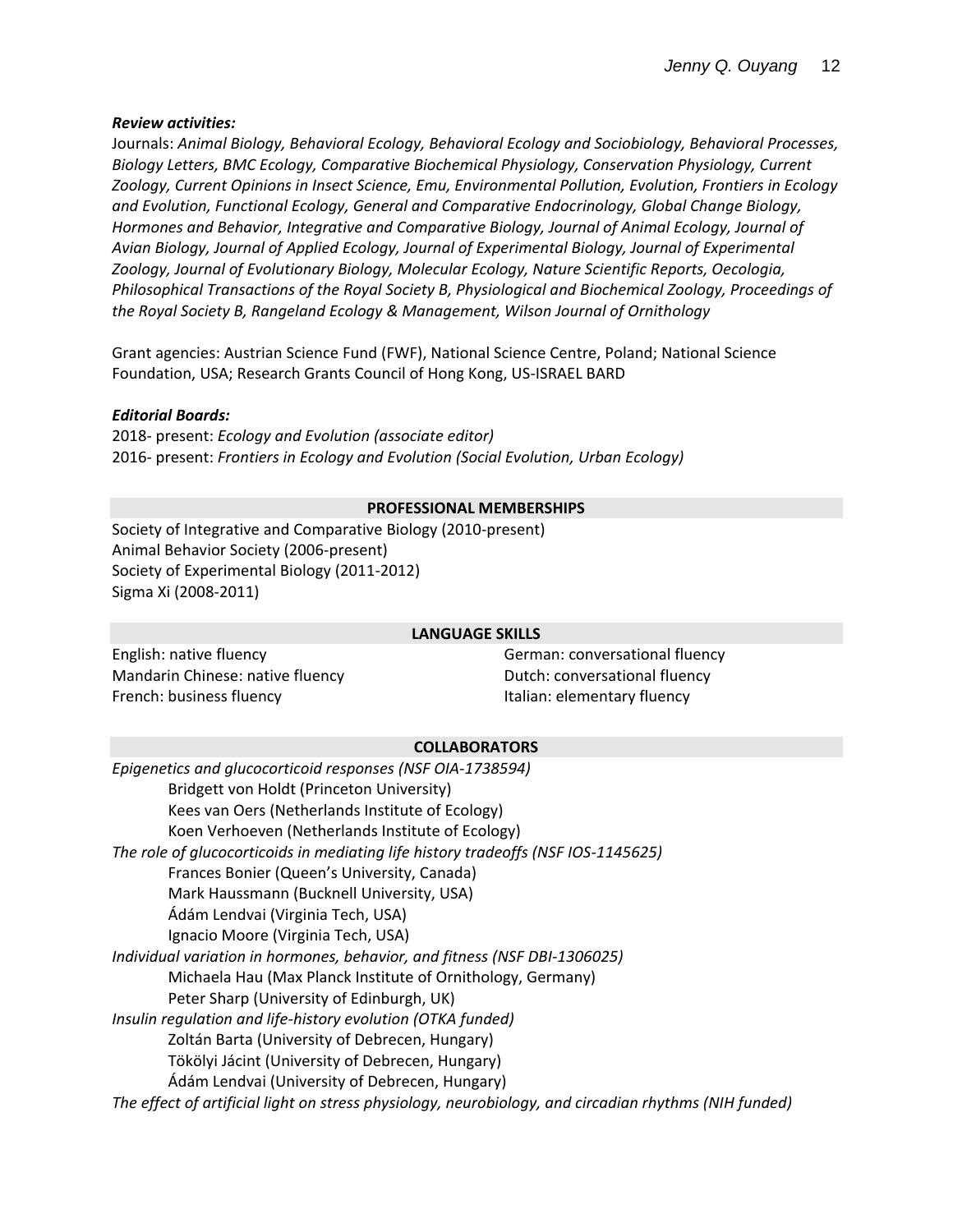***Review activities:***

Journals: *Animal Biology, Behavioral Ecology, Behavioral Ecology and Sociobiology, Behavioral Processes, Biology Letters, BMC Ecology, Comparative Biochemical Physiology, Conservation Physiology, Current Zoology, Current Opinions in Insect Science, Emu, Environmental Pollution, Evolution, Frontiers in Ecology and Evolution, Functional Ecology, General and Comparative Endocrinology, Global Change Biology, Hormones and Behavior, Integrative and Comparative Biology, Journal of Animal Ecology, Journal of Avian Biology, Journal of Applied Ecology, Journal of Experimental Biology, Journal of Experimental Zoology, Journal of Evolutionary Biology, Molecular Ecology, Nature Scientific Reports, Oecologia, Philosophical Transactions of the Royal Society B, Physiological and Biochemical Zoology, Proceedings of the Royal Society B, Rangeland Ecology & Management, Wilson Journal of Ornithology*

Grant agencies: Austrian Science Fund (FWF), National Science Centre, Poland; National Science Foundation, USA; Research Grants Council of Hong Kong, US-ISRAEL BARD

***Editorial Boards:***

2018- present: *Ecology and Evolution (associate editor)*
2016- present: *Frontiers in Ecology and Evolution (Social Evolution, Urban Ecology)*

## PROFESSIONAL MEMBERSHIPS

Society of Integrative and Comparative Biology (2010-present)
Animal Behavior Society (2006-present)
Society of Experimental Biology (2011-2012)
Sigma Xi (2008-2011)

## LANGUAGE SKILLS

English: native fluency
Mandarin Chinese: native fluency
French: business fluency
German: conversational fluency
Dutch: conversational fluency
Italian: elementary fluency

## COLLABORATORS

*Epigenetics and glucocorticoid responses (NSF OIA-1738594)*
- Bridgett von Holdt (Princeton University)
- Kees van Oers (Netherlands Institute of Ecology)
- Koen Verhoeven (Netherlands Institute of Ecology)

*The role of glucocorticoids in mediating life history tradeoffs (NSF IOS-1145625)*
- Frances Bonier (Queen's University, Canada)
- Mark Haussmann (Bucknell University, USA)
- Ádám Lendvai (Virginia Tech, USA)
- Ignacio Moore (Virginia Tech, USA)

*Individual variation in hormones, behavior, and fitness (NSF DBI-1306025)*
- Michaela Hau (Max Planck Institute of Ornithology, Germany)
- Peter Sharp (University of Edinburgh, UK)

*Insulin regulation and life-history evolution (OTKA funded)*
- Zoltán Barta (University of Debrecen, Hungary)
- Tökölyi Jácint (University of Debrecen, Hungary)
- Ádám Lendvai (University of Debrecen, Hungary)

*The effect of artificial light on stress physiology, neurobiology, and circadian rhythms (NIH funded)*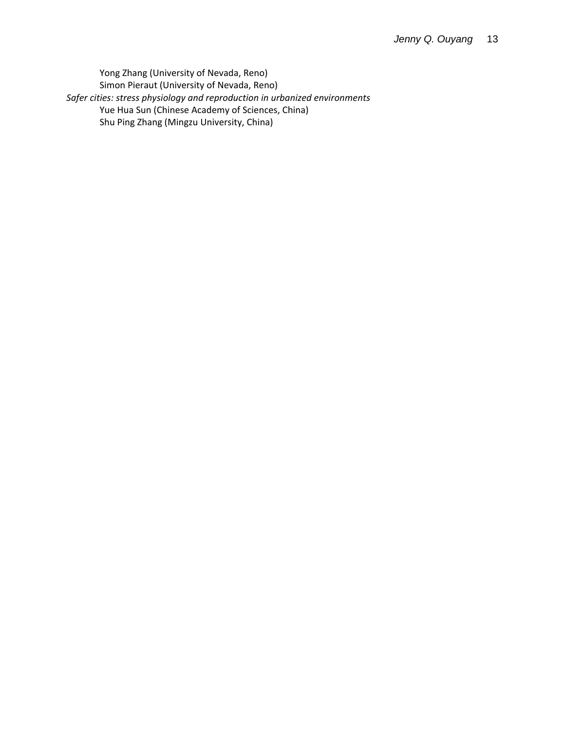Yong Zhang (University of Nevada, Reno)
Simon Pieraut (University of Nevada, Reno)

*Safer cities: stress physiology and reproduction in urbanized environments*

Yue Hua Sun (Chinese Academy of Sciences, China)
Shu Ping Zhang (Mingzu University, China)